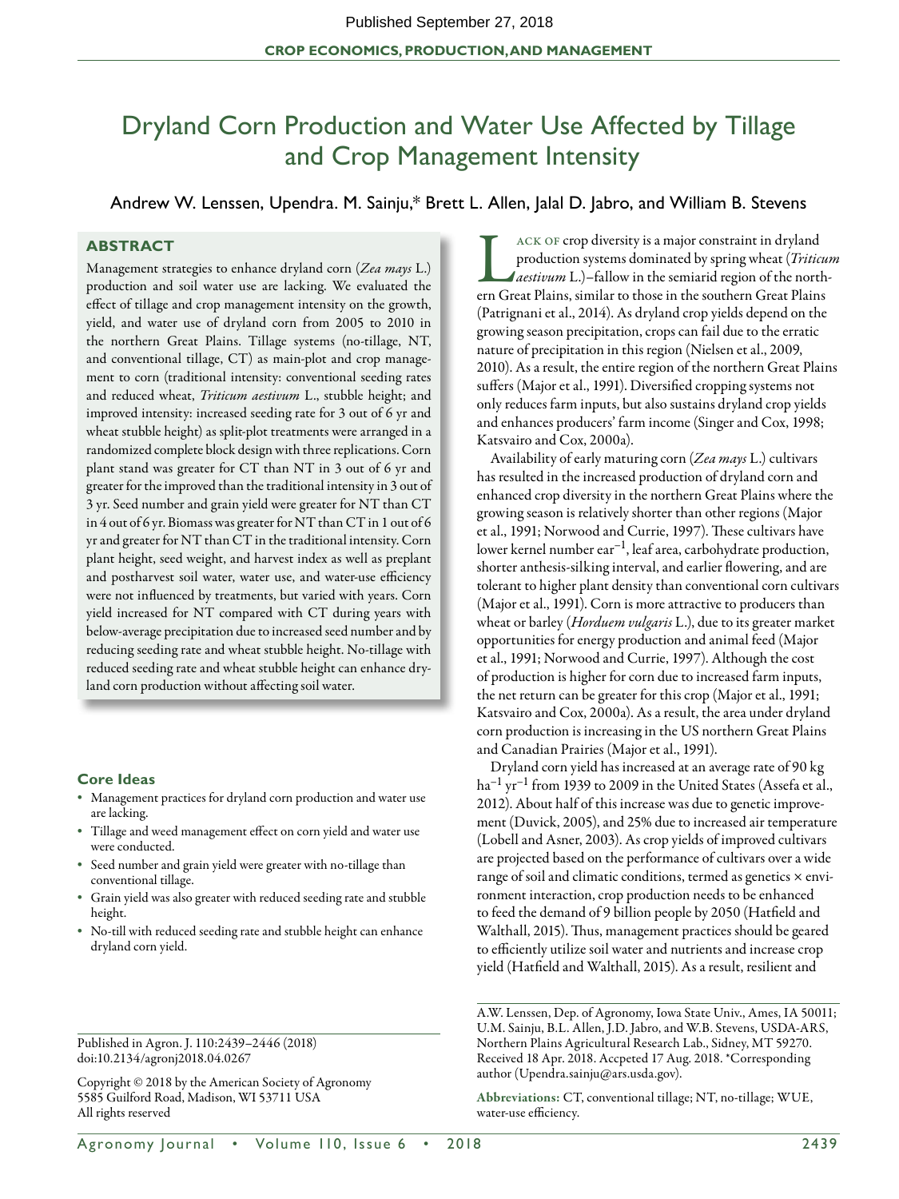Published September 27, 2018

CROP ECONOMICS, PRODUCTION, AND MANAGEMENT

# Dryland Corn Production and Water Use Affected by Tillage and Crop Management Intensity

Andrew W. Lenssen, Upendra. M. Sainju,* Brett L. Allen, Jalal D. Jabro, and William B. Stevens

## ABSTRACT

Management strategies to enhance dryland corn (*Zea mays* L.) production and soil water use are lacking. We evaluated the effect of tillage and crop management intensity on the growth, yield, and water use of dryland corn from 2005 to 2010 in the northern Great Plains. Tillage systems (no-tillage, NT, and conventional tillage, CT) as main-plot and crop management to corn (traditional intensity: conventional seeding rates and reduced wheat, *Triticum aestivum* L., stubble height; and improved intensity: increased seeding rate for 3 out of 6 yr and wheat stubble height) as split-plot treatments were arranged in a randomized complete block design with three replications. Corn plant stand was greater for CT than NT in 3 out of 6 yr and greater for the improved than the traditional intensity in 3 out of 3 yr. Seed number and grain yield were greater for NT than CT in 4 out of 6 yr. Biomass was greater for NT than CT in 1 out of 6 yr and greater for NT than CT in the traditional intensity. Corn plant height, seed weight, and harvest index as well as preplant and postharvest soil water, water use, and water-use efficiency were not influenced by treatments, but varied with years. Corn yield increased for NT compared with CT during years with below-average precipitation due to increased seed number and by reducing seeding rate and wheat stubble height. No-tillage with reduced seeding rate and wheat stubble height can enhance dryland corn production without affecting soil water.

### Core Ideas

- Management practices for dryland corn production and water use are lacking.
- Tillage and weed management effect on corn yield and water use were conducted.
- Seed number and grain yield were greater with no-tillage than conventional tillage.
- Grain yield was also greater with reduced seeding rate and stubble height.
- No-till with reduced seeding rate and stubble height can enhance dryland corn yield.

Published in Agron. J. 110:2439–2446 (2018)
doi:10.2134/agronj2018.04.0267

Copyright © 2018 by the American Society of Agronomy
5585 Guilford Road, Madison, WI 53711 USA
All rights reserved

Lack of crop diversity is a major constraint in dryland production systems dominated by spring wheat (*Triticum aestivum* L.)–fallow in the semiarid region of the northern Great Plains, similar to those in the southern Great Plains (Patrignani et al., 2014). As dryland crop yields depend on the growing season precipitation, crops can fail due to the erratic nature of precipitation in this region (Nielsen et al., 2009, 2010). As a result, the entire region of the northern Great Plains suffers (Major et al., 1991). Diversified cropping systems not only reduces farm inputs, but also sustains dryland crop yields and enhances producers' farm income (Singer and Cox, 1998; Katsvairo and Cox, 2000a).

Availability of early maturing corn (*Zea mays* L.) cultivars has resulted in the increased production of dryland corn and enhanced crop diversity in the northern Great Plains where the growing season is relatively shorter than other regions (Major et al., 1991; Norwood and Currie, 1997). These cultivars have lower kernel number ear$^{-1}$, leaf area, carbohydrate production, shorter anthesis-silking interval, and earlier flowering, and are tolerant to higher plant density than conventional corn cultivars (Major et al., 1991). Corn is more attractive to producers than wheat or barley (*Horduem vulgaris* L.), due to its greater market opportunities for energy production and animal feed (Major et al., 1991; Norwood and Currie, 1997). Although the cost of production is higher for corn due to increased farm inputs, the net return can be greater for this crop (Major et al., 1991; Katsvairo and Cox, 2000a). As a result, the area under dryland corn production is increasing in the US northern Great Plains and Canadian Prairies (Major et al., 1991).

Dryland corn yield has increased at an average rate of 90 kg ha$^{-1}$ yr$^{-1}$ from 1939 to 2009 in the United States (Assefa et al., 2012). About half of this increase was due to genetic improvement (Duvick, 2005), and 25% due to increased air temperature (Lobell and Asner, 2003). As crop yields of improved cultivars are projected based on the performance of cultivars over a wide range of soil and climatic conditions, termed as genetics × environment interaction, crop production needs to be enhanced to feed the demand of 9 billion people by 2050 (Hatfield and Walthall, 2015). Thus, management practices should be geared to efficiently utilize soil water and nutrients and increase crop yield (Hatfield and Walthall, 2015). As a result, resilient and

A.W. Lenssen, Dep. of Agronomy, Iowa State Univ., Ames, IA 50011; U.M. Sainju, B.L. Allen, J.D. Jabro, and W.B. Stevens, USDA-ARS, Northern Plains Agricultural Research Lab., Sidney, MT 59270. Received 18 Apr. 2018. Accpeted 17 Aug. 2018. *Corresponding author (Upendra.sainju@ars.usda.gov).

**Abbreviations:** CT, conventional tillage; NT, no-tillage; WUE, water-use efficiency.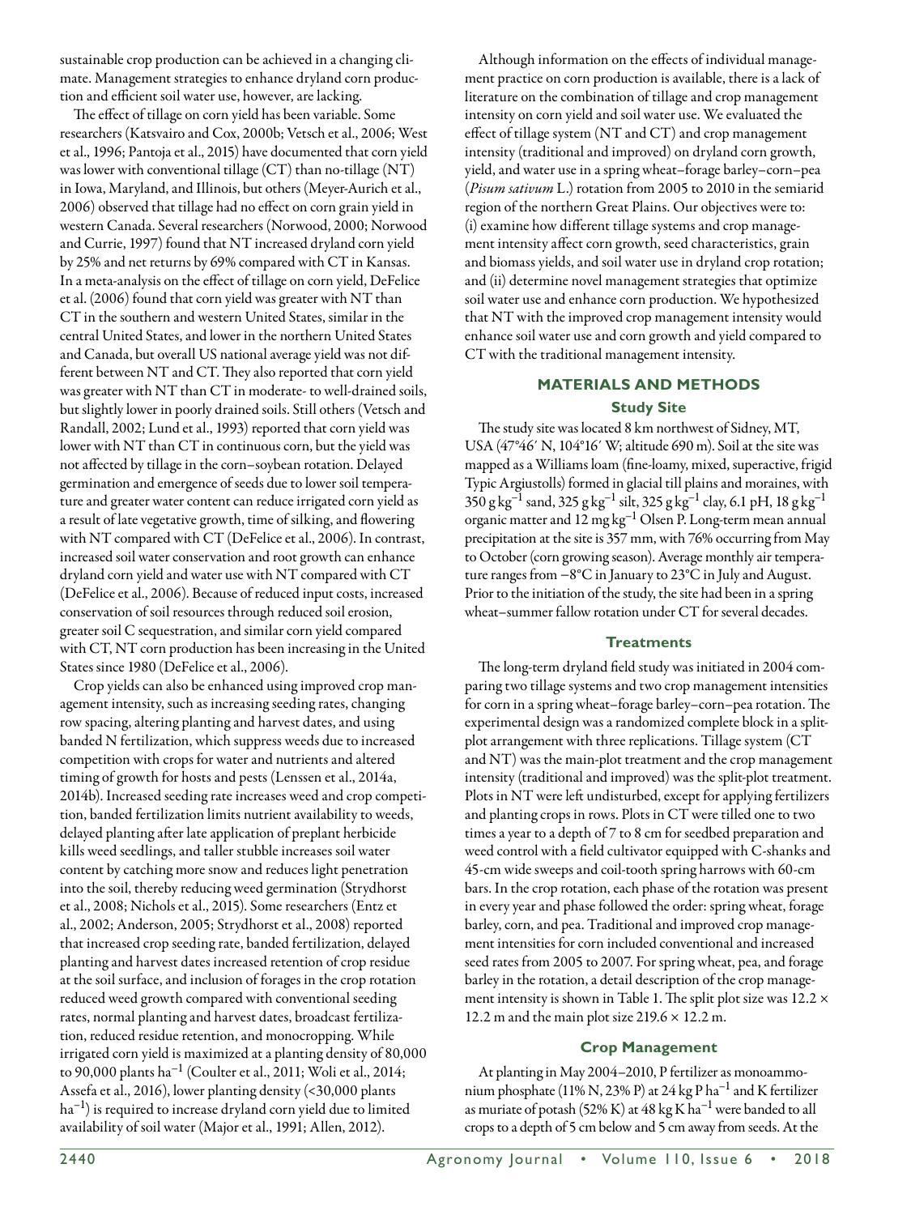sustainable crop production can be achieved in a changing climate. Management strategies to enhance dryland corn production and efficient soil water use, however, are lacking.

The effect of tillage on corn yield has been variable. Some researchers (Katsvairo and Cox, 2000b; Vetsch et al., 2006; West et al., 1996; Pantoja et al., 2015) have documented that corn yield was lower with conventional tillage (CT) than no-tillage (NT) in Iowa, Maryland, and Illinois, but others (Meyer-Aurich et al., 2006) observed that tillage had no effect on corn grain yield in western Canada. Several researchers (Norwood, 2000; Norwood and Currie, 1997) found that NT increased dryland corn yield by 25% and net returns by 69% compared with CT in Kansas. In a meta-analysis on the effect of tillage on corn yield, DeFelice et al. (2006) found that corn yield was greater with NT than CT in the southern and western United States, similar in the central United States, and lower in the northern United States and Canada, but overall US national average yield was not different between NT and CT. They also reported that corn yield was greater with NT than CT in moderate- to well-drained soils, but slightly lower in poorly drained soils. Still others (Vetsch and Randall, 2002; Lund et al., 1993) reported that corn yield was lower with NT than CT in continuous corn, but the yield was not affected by tillage in the corn–soybean rotation. Delayed germination and emergence of seeds due to lower soil temperature and greater water content can reduce irrigated corn yield as a result of late vegetative growth, time of silking, and flowering with NT compared with CT (DeFelice et al., 2006). In contrast, increased soil water conservation and root growth can enhance dryland corn yield and water use with NT compared with CT (DeFelice et al., 2006). Because of reduced input costs, increased conservation of soil resources through reduced soil erosion, greater soil C sequestration, and similar corn yield compared with CT, NT corn production has been increasing in the United States since 1980 (DeFelice et al., 2006).

Crop yields can also be enhanced using improved crop management intensity, such as increasing seeding rates, changing row spacing, altering planting and harvest dates, and using banded N fertilization, which suppress weeds due to increased competition with crops for water and nutrients and altered timing of growth for hosts and pests (Lenssen et al., 2014a, 2014b). Increased seeding rate increases weed and crop competition, banded fertilization limits nutrient availability to weeds, delayed planting after late application of preplant herbicide kills weed seedlings, and taller stubble increases soil water content by catching more snow and reduces light penetration into the soil, thereby reducing weed germination (Strydhorst et al., 2008; Nichols et al., 2015). Some researchers (Entz et al., 2002; Anderson, 2005; Strydhorst et al., 2008) reported that increased crop seeding rate, banded fertilization, delayed planting and harvest dates increased retention of crop residue at the soil surface, and inclusion of forages in the crop rotation reduced weed growth compared with conventional seeding rates, normal planting and harvest dates, broadcast fertilization, reduced residue retention, and monocropping. While irrigated corn yield is maximized at a planting density of 80,000 to 90,000 plants $ha^{-1}$ (Coulter et al., 2011; Woli et al., 2014; Assefa et al., 2016), lower planting density (<30,000 plants $ha^{-1}$) is required to increase dryland corn yield due to limited availability of soil water (Major et al., 1991; Allen, 2012).

Although information on the effects of individual management practice on corn production is available, there is a lack of literature on the combination of tillage and crop management intensity on corn yield and soil water use. We evaluated the effect of tillage system (NT and CT) and crop management intensity (traditional and improved) on dryland corn growth, yield, and water use in a spring wheat–forage barley–corn–pea (*Pisum sativum* L.) rotation from 2005 to 2010 in the semiarid region of the northern Great Plains. Our objectives were to: (i) examine how different tillage systems and crop management intensity affect corn growth, seed characteristics, grain and biomass yields, and soil water use in dryland crop rotation; and (ii) determine novel management strategies that optimize soil water use and enhance corn production. We hypothesized that NT with the improved crop management intensity would enhance soil water use and corn growth and yield compared to CT with the traditional management intensity.

## MATERIALS AND METHODS

### Study Site

The study site was located 8 km northwest of Sidney, MT, USA (47°46′ N, 104°16′ W; altitude 690 m). Soil at the site was mapped as a Williams loam (fine-loamy, mixed, superactive, frigid Typic Argiustolls) formed in glacial till plains and moraines, with 350 g $kg^{-1}$ sand, 325 g $kg^{-1}$ silt, 325 g $kg^{-1}$ clay, 6.1 pH, 18 g $kg^{-1}$ organic matter and 12 mg $kg^{-1}$ Olsen P. Long-term mean annual precipitation at the site is 357 mm, with 76% occurring from May to October (corn growing season). Average monthly air temperature ranges from −8°C in January to 23°C in July and August. Prior to the initiation of the study, the site had been in a spring wheat–summer fallow rotation under CT for several decades.

### Treatments

The long-term dryland field study was initiated in 2004 comparing two tillage systems and two crop management intensities for corn in a spring wheat–forage barley–corn–pea rotation. The experimental design was a randomized complete block in a split-plot arrangement with three replications. Tillage system (CT and NT) was the main-plot treatment and the crop management intensity (traditional and improved) was the split-plot treatment. Plots in NT were left undisturbed, except for applying fertilizers and planting crops in rows. Plots in CT were tilled one to two times a year to a depth of 7 to 8 cm for seedbed preparation and weed control with a field cultivator equipped with C-shanks and 45-cm wide sweeps and coil-tooth spring harrows with 60-cm bars. In the crop rotation, each phase of the rotation was present in every year and phase followed the order: spring wheat, forage barley, corn, and pea. Traditional and improved crop management intensities for corn included conventional and increased seed rates from 2005 to 2007. For spring wheat, pea, and forage barley in the rotation, a detail description of the crop management intensity is shown in Table 1. The split plot size was 12.2 × 12.2 m and the main plot size 219.6 × 12.2 m.

### Crop Management

At planting in May 2004–2010, P fertilizer as monoammonium phosphate (11% N, 23% P) at 24 kg P $ha^{-1}$ and K fertilizer as muriate of potash (52% K) at 48 kg K $ha^{-1}$ were banded to all crops to a depth of 5 cm below and 5 cm away from seeds. At the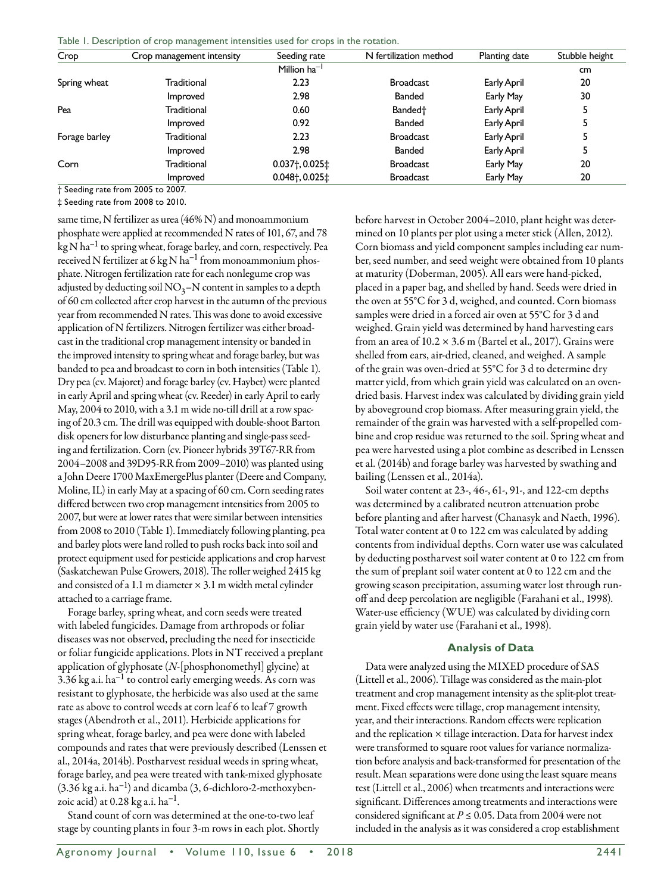Table 1. Description of crop management intensities used for crops in the rotation.

| Crop | Crop management intensity | Seeding rate | N fertilization method | Planting date | Stubble height |
|---|---|---|---|---|---|
| | | Million ha$^{-1}$ | | | cm |
| Spring wheat | Traditional | 2.23 | Broadcast | Early April | 20 |
| | Improved | 2.98 | Banded | Early May | 30 |
| Pea | Traditional | 0.60 | Banded† | Early April | 5 |
| | Improved | 0.92 | Banded | Early April | 5 |
| Forage barley | Traditional | 2.23 | Broadcast | Early April | 5 |
| | Improved | 2.98 | Banded | Early April | 5 |
| Corn | Traditional | 0.037†, 0.025‡ | Broadcast | Early May | 20 |
| | Improved | 0.048†, 0.025‡ | Broadcast | Early May | 20 |

† Seeding rate from 2005 to 2007.

‡ Seeding rate from 2008 to 2010.

same time, N fertilizer as urea (46% N) and monoammonium phosphate were applied at recommended N rates of 101, 67, and 78 kg N ha$^{-1}$ to spring wheat, forage barley, and corn, respectively. Pea received N fertilizer at 6 kg N ha$^{-1}$ from monoammonium phosphate. Nitrogen fertilization rate for each nonlegume crop was adjusted by deducting soil $NO_3$–N content in samples to a depth of 60 cm collected after crop harvest in the autumn of the previous year from recommended N rates. This was done to avoid excessive application of N fertilizers. Nitrogen fertilizer was either broadcast in the traditional crop management intensity or banded in the improved intensity to spring wheat and forage barley, but was banded to pea and broadcast to corn in both intensities (Table 1). Dry pea (cv. Majoret) and forage barley (cv. Haybet) were planted in early April and spring wheat (cv. Reeder) in early April to early May, 2004 to 2010, with a 3.1 m wide no-till drill at a row spacing of 20.3 cm. The drill was equipped with double-shoot Barton disk openers for low disturbance planting and single-pass seeding and fertilization. Corn (cv. Pioneer hybrids 39T67-RR from 2004–2008 and 39D95-RR from 2009–2010) was planted using a John Deere 1700 MaxEmergePlus planter (Deere and Company, Moline, IL) in early May at a spacing of 60 cm. Corn seeding rates differed between two crop management intensities from 2005 to 2007, but were at lower rates that were similar between intensities from 2008 to 2010 (Table 1). Immediately following planting, pea and barley plots were land rolled to push rocks back into soil and protect equipment used for pesticide applications and crop harvest (Saskatchewan Pulse Growers, 2018). The roller weighed 2415 kg and consisted of a 1.1 m diameter × 3.1 m width metal cylinder attached to a carriage frame.

Forage barley, spring wheat, and corn seeds were treated with labeled fungicides. Damage from arthropods or foliar diseases was not observed, precluding the need for insecticide or foliar fungicide applications. Plots in NT received a preplant application of glyphosate (*N*-[phosphonomethyl] glycine) at 3.36 kg a.i. ha$^{-1}$ to control early emerging weeds. As corn was resistant to glyphosate, the herbicide was also used at the same rate as above to control weeds at corn leaf 6 to leaf 7 growth stages (Abendroth et al., 2011). Herbicide applications for spring wheat, forage barley, and pea were done with labeled compounds and rates that were previously described (Lenssen et al., 2014a, 2014b). Postharvest residual weeds in spring wheat, forage barley, and pea were treated with tank-mixed glyphosate (3.36 kg a.i. ha$^{-1}$) and dicamba (3, 6-dichloro-2-methoxybenzoic acid) at 0.28 kg a.i. ha$^{-1}$.

Stand count of corn was determined at the one-to-two leaf stage by counting plants in four 3-m rows in each plot. Shortly before harvest in October 2004–2010, plant height was determined on 10 plants per plot using a meter stick (Allen, 2012). Corn biomass and yield component samples including ear number, seed number, and seed weight were obtained from 10 plants at maturity (Doberman, 2005). All ears were hand-picked, placed in a paper bag, and shelled by hand. Seeds were dried in the oven at 55°C for 3 d, weighed, and counted. Corn biomass samples were dried in a forced air oven at 55°C for 3 d and weighed. Grain yield was determined by hand harvesting ears from an area of 10.2 × 3.6 m (Bartel et al., 2017). Grains were shelled from ears, air-dried, cleaned, and weighed. A sample of the grain was oven-dried at 55°C for 3 d to determine dry matter yield, from which grain yield was calculated on an oven-dried basis. Harvest index was calculated by dividing grain yield by aboveground crop biomass. After measuring grain yield, the remainder of the grain was harvested with a self-propelled combine and crop residue was returned to the soil. Spring wheat and pea were harvested using a plot combine as described in Lenssen et al. (2014b) and forage barley was harvested by swathing and bailing (Lenssen et al., 2014a).

Soil water content at 23-, 46-, 61-, 91-, and 122-cm depths was determined by a calibrated neutron attenuation probe before planting and after harvest (Chanasyk and Naeth, 1996). Total water content at 0 to 122 cm was calculated by adding contents from individual depths. Corn water use was calculated by deducting postharvest soil water content at 0 to 122 cm from the sum of preplant soil water content at 0 to 122 cm and the growing season precipitation, assuming water lost through runoff and deep percolation are negligible (Farahani et al., 1998). Water-use efficiency (WUE) was calculated by dividing corn grain yield by water use (Farahani et al., 1998).

### Analysis of Data

Data were analyzed using the MIXED procedure of SAS (Littell et al., 2006). Tillage was considered as the main-plot treatment and crop management intensity as the split-plot treatment. Fixed effects were tillage, crop management intensity, year, and their interactions. Random effects were replication and the replication × tillage interaction. Data for harvest index were transformed to square root values for variance normalization before analysis and back-transformed for presentation of the result. Mean separations were done using the least square means test (Littell et al., 2006) when treatments and interactions were significant. Differences among treatments and interactions were considered significant at $P \leq 0.05$. Data from 2004 were not included in the analysis as it was considered a crop establishment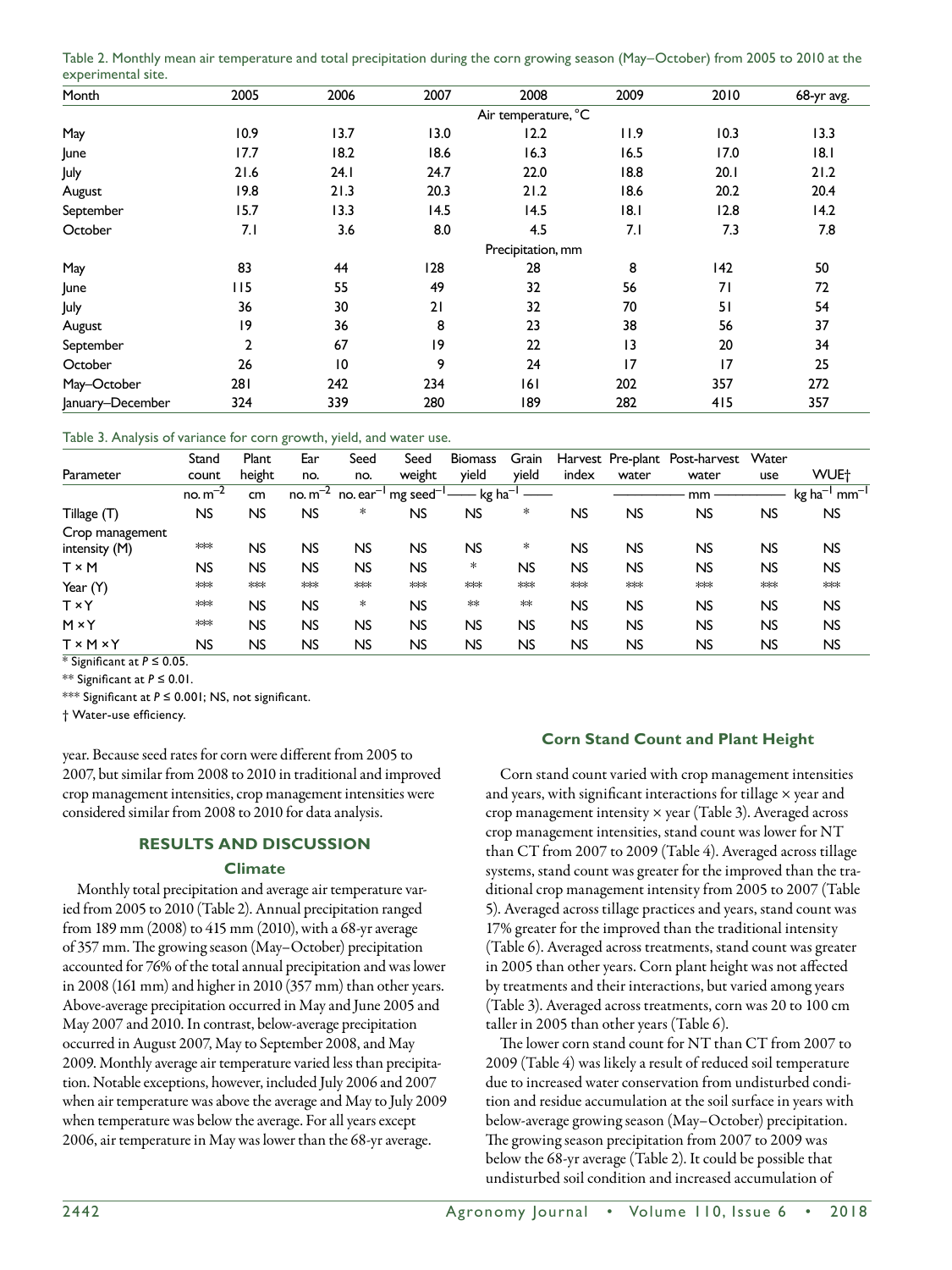Table 2. Monthly mean air temperature and total precipitation during the corn growing season (May–October) from 2005 to 2010 at the experimental site.

| Month | 2005 | 2006 | 2007 | 2008 | 2009 | 2010 | 68-yr avg. |
|---|---|---|---|---|---|---|---|
| | | | | Air temperature, °C | | | |
| May | 10.9 | 13.7 | 13.0 | 12.2 | 11.9 | 10.3 | 13.3 |
| June | 17.7 | 18.2 | 18.6 | 16.3 | 16.5 | 17.0 | 18.1 |
| July | 21.6 | 24.1 | 24.7 | 22.0 | 18.8 | 20.1 | 21.2 |
| August | 19.8 | 21.3 | 20.3 | 21.2 | 18.6 | 20.2 | 20.4 |
| September | 15.7 | 13.3 | 14.5 | 14.5 | 18.1 | 12.8 | 14.2 |
| October | 7.1 | 3.6 | 8.0 | 4.5 | 7.1 | 7.3 | 7.8 |
| | | | | Precipitation, mm | | | |
| May | 83 | 44 | 128 | 28 | 8 | 142 | 50 |
| June | 115 | 55 | 49 | 32 | 56 | 71 | 72 |
| July | 36 | 30 | 21 | 32 | 70 | 51 | 54 |
| August | 19 | 36 | 8 | 23 | 38 | 56 | 37 |
| September | 2 | 67 | 19 | 22 | 13 | 20 | 34 |
| October | 26 | 10 | 9 | 24 | 17 | 17 | 25 |
| May–October | 281 | 242 | 234 | 161 | 202 | 357 | 272 |
| January–December | 324 | 339 | 280 | 189 | 282 | 415 | 357 |

Table 3. Analysis of variance for corn growth, yield, and water use.

| Parameter | Stand count | Plant height | Ear no. | Seed no. | Seed weight | Biomass yield | Grain yield | Harvest index | Pre-plant water | Post-harvest water | Water use | WUE† |
|---|---|---|---|---|---|---|---|---|---|---|---|---|
| | no. m$^{-2}$ | cm | no. m$^{-2}$ | no. ear$^{-1}$ | mg seed$^{-1}$ | kg ha$^{-1}$ | kg ha$^{-1}$ | | mm | mm | mm | kg ha$^{-1}$ mm$^{-1}$ |
| Tillage (T) | NS | NS | NS | * | NS | NS | * | NS | NS | NS | NS | NS |
| Crop management intensity (M) | *** | NS | NS | NS | NS | NS | * | NS | NS | NS | NS | NS |
| T × M | NS | NS | NS | NS | NS | * | NS | NS | NS | NS | NS | NS |
| Year (Y) | *** | *** | *** | *** | *** | *** | *** | *** | *** | *** | *** | *** |
| T × Y | *** | NS | NS | * | NS | ** | ** | NS | NS | NS | NS | NS |
| M × Y | *** | NS | NS | NS | NS | NS | NS | NS | NS | NS | NS | NS |
| T × M × Y | NS | NS | NS | NS | NS | NS | NS | NS | NS | NS | NS | NS |

* Significant at $P \leq 0.05$.

** Significant at $P \leq 0.01$.

*** Significant at $P \leq 0.001$; NS, not significant.

† Water-use efficiency.

year. Because seed rates for corn were different from 2005 to 2007, but similar from 2008 to 2010 in traditional and improved crop management intensities, crop management intensities were considered similar from 2008 to 2010 for data analysis.

## RESULTS AND DISCUSSION

### Climate

Monthly total precipitation and average air temperature varied from 2005 to 2010 (Table 2). Annual precipitation ranged from 189 mm (2008) to 415 mm (2010), with a 68-yr average of 357 mm. The growing season (May–October) precipitation accounted for 76% of the total annual precipitation and was lower in 2008 (161 mm) and higher in 2010 (357 mm) than other years. Above-average precipitation occurred in May and June 2005 and May 2007 and 2010. In contrast, below-average precipitation occurred in August 2007, May to September 2008, and May 2009. Monthly average air temperature varied less than precipitation. Notable exceptions, however, included July 2006 and 2007 when air temperature was above the average and May to July 2009 when temperature was below the average. For all years except 2006, air temperature in May was lower than the 68-yr average.

### Corn Stand Count and Plant Height

Corn stand count varied with crop management intensities and years, with significant interactions for tillage × year and crop management intensity × year (Table 3). Averaged across crop management intensities, stand count was lower for NT than CT from 2007 to 2009 (Table 4). Averaged across tillage systems, stand count was greater for the improved than the traditional crop management intensity from 2005 to 2007 (Table 5). Averaged across tillage practices and years, stand count was 17% greater for the improved than the traditional intensity (Table 6). Averaged across treatments, stand count was greater in 2005 than other years. Corn plant height was not affected by treatments and their interactions, but varied among years (Table 3). Averaged across treatments, corn was 20 to 100 cm taller in 2005 than other years (Table 6).

The lower corn stand count for NT than CT from 2007 to 2009 (Table 4) was likely a result of reduced soil temperature due to increased water conservation from undisturbed condition and residue accumulation at the soil surface in years with below-average growing season (May–October) precipitation. The growing season precipitation from 2007 to 2009 was below the 68-yr average (Table 2). It could be possible that undisturbed soil condition and increased accumulation of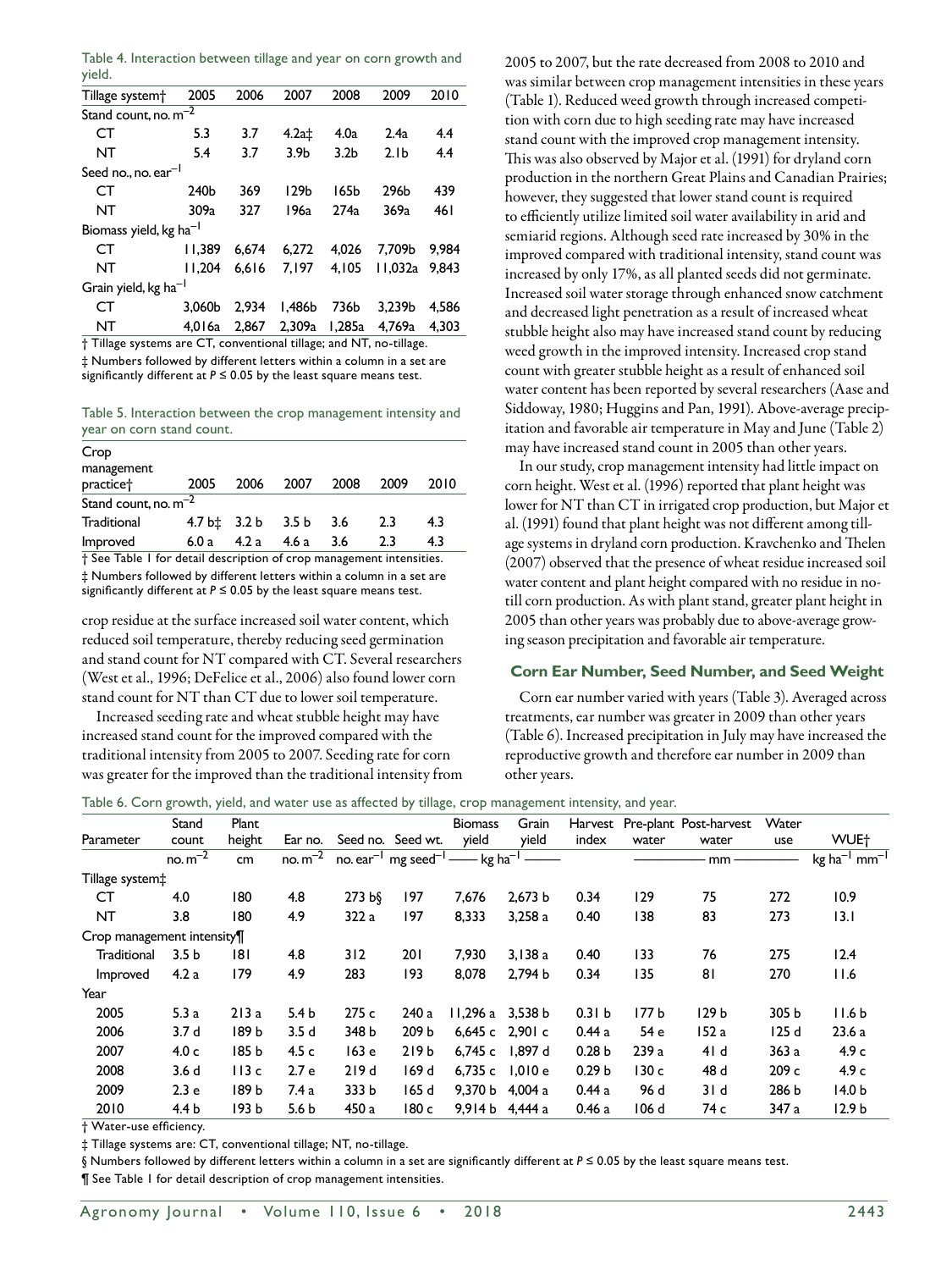Table 4. Interaction between tillage and year on corn growth and yield.

| Tillage system† | 2005 | 2006 | 2007 | 2008 | 2009 | 2010 |
|---|---|---|---|---|---|---|
| Stand count, no. m$^{-2}$ | | | | | | |
| CT | 5.3 | 3.7 | 4.2a‡ | 4.0a | 2.4a | 4.4 |
| NT | 5.4 | 3.7 | 3.9b | 3.2b | 2.1b | 4.4 |
| Seed no., no. ear$^{-1}$ | | | | | | |
| CT | 240b | 369 | 129b | 165b | 296b | 439 |
| NT | 309a | 327 | 196a | 274a | 369a | 461 |
| Biomass yield, kg ha$^{-1}$ | | | | | | |
| CT | 11,389 | 6,674 | 6,272 | 4,026 | 7,709b | 9,984 |
| NT | 11,204 | 6,616 | 7,197 | 4,105 | 11,032a | 9,843 |
| Grain yield, kg ha$^{-1}$ | | | | | | |
| CT | 3,060b | 2,934 | 1,486b | 736b | 3,239b | 4,586 |
| NT | 4,016a | 2,867 | 2,309a | 1,285a | 4,769a | 4,303 |

† Tillage systems are CT, conventional tillage; and NT, no-tillage.

‡ Numbers followed by different letters within a column in a set are significantly different at $P \leq 0.05$ by the least square means test.

Table 5. Interaction between the crop management intensity and year on corn stand count.

| Crop management practice† | 2005 | 2006 | 2007 | 2008 | 2009 | 2010 |
|---|---|---|---|---|---|---|
| Stand count, no. m$^{-2}$ | | | | | | |
| Traditional | 4.7 b‡ | 3.2 b | 3.5 b | 3.6 | 2.3 | 4.3 |
| Improved | 6.0 a | 4.2 a | 4.6 a | 3.6 | 2.3 | 4.3 |

† See Table 1 for detail description of crop management intensities.

‡ Numbers followed by different letters within a column in a set are significantly different at $P \leq 0.05$ by the least square means test.

crop residue at the surface increased soil water content, which reduced soil temperature, thereby reducing seed germination and stand count for NT compared with CT. Several researchers (West et al., 1996; DeFelice et al., 2006) also found lower corn stand count for NT than CT due to lower soil temperature.

Increased seeding rate and wheat stubble height may have increased stand count for the improved compared with the traditional intensity from 2005 to 2007. Seeding rate for corn was greater for the improved than the traditional intensity from 2005 to 2007, but the rate decreased from 2008 to 2010 and was similar between crop management intensities in these years (Table 1). Reduced weed growth through increased competition with corn due to high seeding rate may have increased stand count with the improved crop management intensity. This was also observed by Major et al. (1991) for dryland corn production in the northern Great Plains and Canadian Prairies; however, they suggested that lower stand count is required to efficiently utilize limited soil water availability in arid and semiarid regions. Although seed rate increased by 30% in the improved compared with traditional intensity, stand count was increased by only 17%, as all planted seeds did not germinate. Increased soil water storage through enhanced snow catchment and decreased light penetration as a result of increased wheat stubble height also may have increased stand count by reducing weed growth in the improved intensity. Increased crop stand count with greater stubble height as a result of enhanced soil water content has been reported by several researchers (Aase and Siddoway, 1980; Huggins and Pan, 1991). Above-average precipitation and favorable air temperature in May and June (Table 2) may have increased stand count in 2005 than other years.

In our study, crop management intensity had little impact on corn height. West et al. (1996) reported that plant height was lower for NT than CT in irrigated crop production, but Major et al. (1991) found that plant height was not different among tillage systems in dryland corn production. Kravchenko and Thelen (2007) observed that the presence of wheat residue increased soil water content and plant height compared with no residue in no-till corn production. As with plant stand, greater plant height in 2005 than other years was probably due to above-average growing season precipitation and favorable air temperature.

### Corn Ear Number, Seed Number, and Seed Weight

Corn ear number varied with years (Table 3). Averaged across treatments, ear number was greater in 2009 than other years (Table 6). Increased precipitation in July may have increased the reproductive growth and therefore ear number in 2009 than other years.

Table 6. Corn growth, yield, and water use as affected by tillage, crop management intensity, and year.

| Parameter | Stand count | Plant height | Ear no. | Seed no. | Seed wt. | Biomass yield | Grain yield | Harvest index | Pre-plant water | Post-harvest water | Water use | WUE† |
|---|---|---|---|---|---|---|---|---|---|---|---|---|
| | no. m$^{-2}$ | cm | no. m$^{-2}$ | no. ear$^{-1}$ | mg seed$^{-1}$ | kg ha$^{-1}$ | | | mm | | | kg ha$^{-1}$ mm$^{-1}$ |
| Tillage system‡ | | | | | | | | | | | | |
| CT | 4.0 | 180 | 4.8 | 273 b§ | 197 | 7,676 | 2,673 b | 0.34 | 129 | 75 | 272 | 10.9 |
| NT | 3.8 | 180 | 4.9 | 322 a | 197 | 8,333 | 3,258 a | 0.40 | 138 | 83 | 273 | 13.1 |
| Crop management intensity¶ | | | | | | | | | | | | |
| Traditional | 3.5 b | 181 | 4.8 | 312 | 201 | 7,930 | 3,138 a | 0.40 | 133 | 76 | 275 | 12.4 |
| Improved | 4.2 a | 179 | 4.9 | 283 | 193 | 8,078 | 2,794 b | 0.34 | 135 | 81 | 270 | 11.6 |
| Year | | | | | | | | | | | | |
| 2005 | 5.3 a | 213 a | 5.4 b | 275 c | 240 a | 11,296 a | 3,538 b | 0.31 b | 177 b | 129 b | 305 b | 11.6 b |
| 2006 | 3.7 d | 189 b | 3.5 d | 348 b | 209 b | 6,645 c | 2,901 c | 0.44 a | 54 e | 152 a | 125 d | 23.6 a |
| 2007 | 4.0 c | 185 b | 4.5 c | 163 e | 219 b | 6,745 c | 1,897 d | 0.28 b | 239 a | 41 d | 363 a | 4.9 c |
| 2008 | 3.6 d | 113 c | 2.7 e | 219 d | 169 d | 6,735 c | 1,010 e | 0.29 b | 130 c | 48 d | 209 c | 4.9 c |
| 2009 | 2.3 e | 189 b | 7.4 a | 333 b | 165 d | 9,370 b | 4,004 a | 0.44 a | 96 d | 31 d | 286 b | 14.0 b |
| 2010 | 4.4 b | 193 b | 5.6 b | 450 a | 180 c | 9,914 b | 4,444 a | 0.46 a | 106 d | 74 c | 347 a | 12.9 b |

† Water-use efficiency.

‡ Tillage systems are: CT, conventional tillage; NT, no-tillage.

§ Numbers followed by different letters within a column in a set are significantly different at $P \leq 0.05$ by the least square means test.

¶ See Table 1 for detail description of crop management intensities.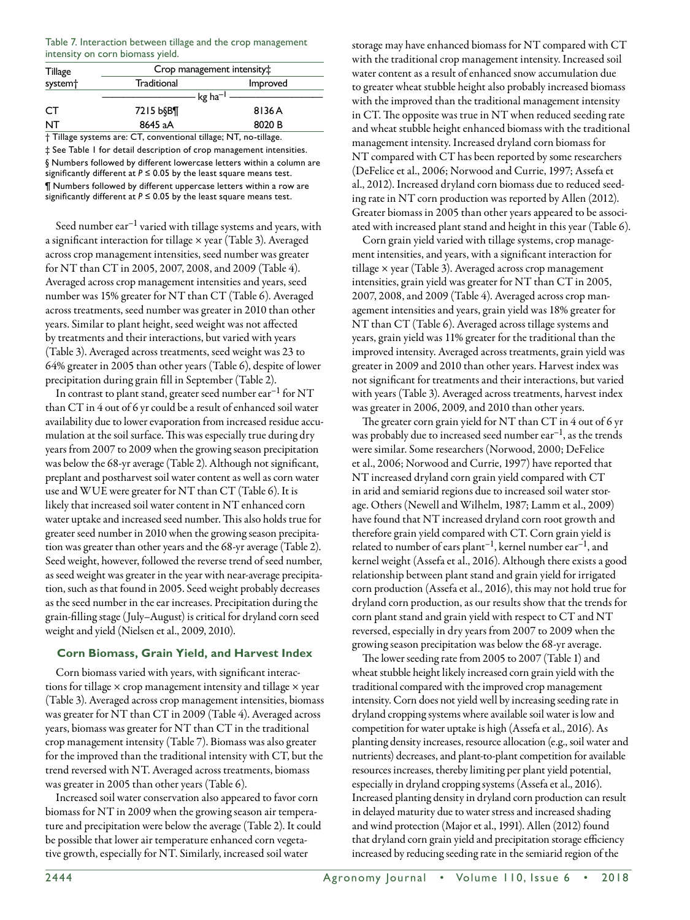Table 7. Interaction between tillage and the crop management intensity on corn biomass yield.

| Tillage system† | Crop management intensity‡ | |
|---|---|---|
| | Traditional | Improved |
| | kg ha$^{-1}$ | |
| CT | 7215 b§B¶ | 8136 A |
| NT | 8645 aA | 8020 B |

† Tillage systems are: CT, conventional tillage; NT, no-tillage.

‡ See Table 1 for detail description of crop management intensities.

§ Numbers followed by different lowercase letters within a column are significantly different at $P \leq 0.05$ by the least square means test.

¶ Numbers followed by different uppercase letters within a row are significantly different at $P \leq 0.05$ by the least square means test.

Seed number ear$^{-1}$ varied with tillage systems and years, with a significant interaction for tillage × year (Table 3). Averaged across crop management intensities, seed number was greater for NT than CT in 2005, 2007, 2008, and 2009 (Table 4). Averaged across crop management intensities and years, seed number was 15% greater for NT than CT (Table 6). Averaged across treatments, seed number was greater in 2010 than other years. Similar to plant height, seed weight was not affected by treatments and their interactions, but varied with years (Table 3). Averaged across treatments, seed weight was 23 to 64% greater in 2005 than other years (Table 6), despite of lower precipitation during grain fill in September (Table 2).

In contrast to plant stand, greater seed number ear$^{-1}$ for NT than CT in 4 out of 6 yr could be a result of enhanced soil water availability due to lower evaporation from increased residue accumulation at the soil surface. This was especially true during dry years from 2007 to 2009 when the growing season precipitation was below the 68-yr average (Table 2). Although not significant, preplant and postharvest soil water content as well as corn water use and WUE were greater for NT than CT (Table 6). It is likely that increased soil water content in NT enhanced corn water uptake and increased seed number. This also holds true for greater seed number in 2010 when the growing season precipitation was greater than other years and the 68-yr average (Table 2). Seed weight, however, followed the reverse trend of seed number, as seed weight was greater in the year with near-average precipitation, such as that found in 2005. Seed weight probably decreases as the seed number in the ear increases. Precipitation during the grain-filling stage (July–August) is critical for dryland corn seed weight and yield (Nielsen et al., 2009, 2010).

### Corn Biomass, Grain Yield, and Harvest Index

Corn biomass varied with years, with significant interactions for tillage × crop management intensity and tillage × year (Table 3). Averaged across crop management intensities, biomass was greater for NT than CT in 2009 (Table 4). Averaged across years, biomass was greater for NT than CT in the traditional crop management intensity (Table 7). Biomass was also greater for the improved than the traditional intensity with CT, but the trend reversed with NT. Averaged across treatments, biomass was greater in 2005 than other years (Table 6).

Increased soil water conservation also appeared to favor corn biomass for NT in 2009 when the growing season air temperature and precipitation were below the average (Table 2). It could be possible that lower air temperature enhanced corn vegetative growth, especially for NT. Similarly, increased soil water storage may have enhanced biomass for NT compared with CT with the traditional crop management intensity. Increased soil water content as a result of enhanced snow accumulation due to greater wheat stubble height also probably increased biomass with the improved than the traditional management intensity in CT. The opposite was true in NT when reduced seeding rate and wheat stubble height enhanced biomass with the traditional management intensity. Increased dryland corn biomass for NT compared with CT has been reported by some researchers (DeFelice et al., 2006; Norwood and Currie, 1997; Assefa et al., 2012). Increased dryland corn biomass due to reduced seeding rate in NT corn production was reported by Allen (2012). Greater biomass in 2005 than other years appeared to be associated with increased plant stand and height in this year (Table 6).

Corn grain yield varied with tillage systems, crop management intensities, and years, with a significant interaction for tillage × year (Table 3). Averaged across crop management intensities, grain yield was greater for NT than CT in 2005, 2007, 2008, and 2009 (Table 4). Averaged across crop management intensities and years, grain yield was 18% greater for NT than CT (Table 6). Averaged across tillage systems and years, grain yield was 11% greater for the traditional than the improved intensity. Averaged across treatments, grain yield was greater in 2009 and 2010 than other years. Harvest index was not significant for treatments and their interactions, but varied with years (Table 3). Averaged across treatments, harvest index was greater in 2006, 2009, and 2010 than other years.

The greater corn grain yield for NT than CT in 4 out of 6 yr was probably due to increased seed number ear$^{-1}$, as the trends were similar. Some researchers (Norwood, 2000; DeFelice et al., 2006; Norwood and Currie, 1997) have reported that NT increased dryland corn grain yield compared with CT in arid and semiarid regions due to increased soil water storage. Others (Newell and Wilhelm, 1987; Lamm et al., 2009) have found that NT increased dryland corn root growth and therefore grain yield compared with CT. Corn grain yield is related to number of ears plant$^{-1}$, kernel number ear$^{-1}$, and kernel weight (Assefa et al., 2016). Although there exists a good relationship between plant stand and grain yield for irrigated corn production (Assefa et al., 2016), this may not hold true for dryland corn production, as our results show that the trends for corn plant stand and grain yield with respect to CT and NT reversed, especially in dry years from 2007 to 2009 when the growing season precipitation was below the 68-yr average.

The lower seeding rate from 2005 to 2007 (Table 1) and wheat stubble height likely increased corn grain yield with the traditional compared with the improved crop management intensity. Corn does not yield well by increasing seeding rate in dryland cropping systems where available soil water is low and competition for water uptake is high (Assefa et al., 2016). As planting density increases, resource allocation (e.g., soil water and nutrients) decreases, and plant-to-plant competition for available resources increases, thereby limiting per plant yield potential, especially in dryland cropping systems (Assefa et al., 2016). Increased planting density in dryland corn production can result in delayed maturity due to water stress and increased shading and wind protection (Major et al., 1991). Allen (2012) found that dryland corn grain yield and precipitation storage efficiency increased by reducing seeding rate in the semiarid region of the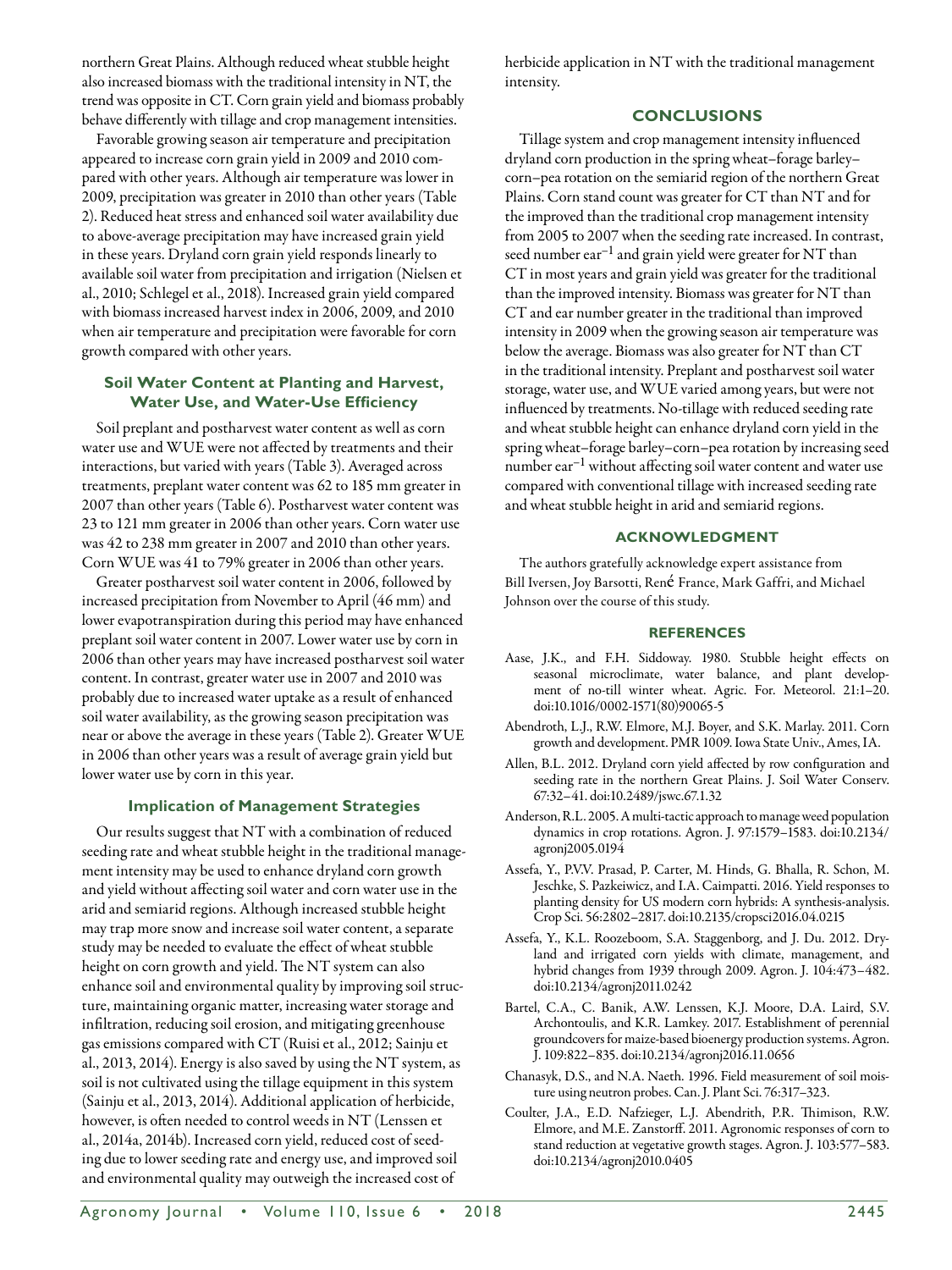northern Great Plains. Although reduced wheat stubble height also increased biomass with the traditional intensity in NT, the trend was opposite in CT. Corn grain yield and biomass probably behave differently with tillage and crop management intensities.

Favorable growing season air temperature and precipitation appeared to increase corn grain yield in 2009 and 2010 compared with other years. Although air temperature was lower in 2009, precipitation was greater in 2010 than other years (Table 2). Reduced heat stress and enhanced soil water availability due to above-average precipitation may have increased grain yield in these years. Dryland corn grain yield responds linearly to available soil water from precipitation and irrigation (Nielsen et al., 2010; Schlegel et al., 2018). Increased grain yield compared with biomass increased harvest index in 2006, 2009, and 2010 when air temperature and precipitation were favorable for corn growth compared with other years.

### Soil Water Content at Planting and Harvest, Water Use, and Water-Use Efficiency

Soil preplant and postharvest water content as well as corn water use and WUE were not affected by treatments and their interactions, but varied with years (Table 3). Averaged across treatments, preplant water content was 62 to 185 mm greater in 2007 than other years (Table 6). Postharvest water content was 23 to 121 mm greater in 2006 than other years. Corn water use was 42 to 238 mm greater in 2007 and 2010 than other years. Corn WUE was 41 to 79% greater in 2006 than other years.

Greater postharvest soil water content in 2006, followed by increased precipitation from November to April (46 mm) and lower evapotranspiration during this period may have enhanced preplant soil water content in 2007. Lower water use by corn in 2006 than other years may have increased postharvest soil water content. In contrast, greater water use in 2007 and 2010 was probably due to increased water uptake as a result of enhanced soil water availability, as the growing season precipitation was near or above the average in these years (Table 2). Greater WUE in 2006 than other years was a result of average grain yield but lower water use by corn in this year.

### Implication of Management Strategies

Our results suggest that NT with a combination of reduced seeding rate and wheat stubble height in the traditional management intensity may be used to enhance dryland corn growth and yield without affecting soil water and corn water use in the arid and semiarid regions. Although increased stubble height may trap more snow and increase soil water content, a separate study may be needed to evaluate the effect of wheat stubble height on corn growth and yield. The NT system can also enhance soil and environmental quality by improving soil structure, maintaining organic matter, increasing water storage and infiltration, reducing soil erosion, and mitigating greenhouse gas emissions compared with CT (Ruisi et al., 2012; Sainju et al., 2013, 2014). Energy is also saved by using the NT system, as soil is not cultivated using the tillage equipment in this system (Sainju et al., 2013, 2014). Additional application of herbicide, however, is often needed to control weeds in NT (Lenssen et al., 2014a, 2014b). Increased corn yield, reduced cost of seeding due to lower seeding rate and energy use, and improved soil and environmental quality may outweigh the increased cost of herbicide application in NT with the traditional management intensity.

## CONCLUSIONS

Tillage system and crop management intensity influenced dryland corn production in the spring wheat–forage barley–corn–pea rotation on the semiarid region of the northern Great Plains. Corn stand count was greater for CT than NT and for the improved than the traditional crop management intensity from 2005 to 2007 when the seeding rate increased. In contrast, seed number ear$^{-1}$ and grain yield were greater for NT than CT in most years and grain yield was greater for the traditional than the improved intensity. Biomass was greater for NT than CT and ear number greater in the traditional than improved intensity in 2009 when the growing season air temperature was below the average. Biomass was also greater for NT than CT in the traditional intensity. Preplant and postharvest soil water storage, water use, and WUE varied among years, but were not influenced by treatments. No-tillage with reduced seeding rate and wheat stubble height can enhance dryland corn yield in the spring wheat–forage barley–corn–pea rotation by increasing seed number ear$^{-1}$ without affecting soil water content and water use compared with conventional tillage with increased seeding rate and wheat stubble height in arid and semiarid regions.

## ACKNOWLEDGMENT

The authors gratefully acknowledge expert assistance from Bill Iversen, Joy Barsotti, René France, Mark Gaffri, and Michael Johnson over the course of this study.

## REFERENCES

Aase, J.K., and F.H. Siddoway. 1980. Stubble height effects on seasonal microclimate, water balance, and plant development of no-till winter wheat. Agric. For. Meteorol. 21:1–20. doi:10.1016/0002-1571(80)90065-5

Abendroth, L.J., R.W. Elmore, M.J. Boyer, and S.K. Marlay. 2011. Corn growth and development. PMR 1009. Iowa State Univ., Ames, IA.

Allen, B.L. 2012. Dryland corn yield affected by row configuration and seeding rate in the northern Great Plains. J. Soil Water Conserv. 67:32–41. doi:10.2489/jswc.67.1.32

Anderson, R.L. 2005. A multi-tactic approach to manage weed population dynamics in crop rotations. Agron. J. 97:1579–1583. doi:10.2134/agronj2005.0194

Assefa, Y., P.V.V. Prasad, P. Carter, M. Hinds, G. Bhalla, R. Schon, M. Jeschke, S. Pazkeiwicz, and I.A. Caimpatti. 2016. Yield responses to planting density for US modern corn hybrids: A synthesis-analysis. Crop Sci. 56:2802–2817. doi:10.2135/cropsci2016.04.0215

Assefa, Y., K.L. Roozeboom, S.A. Staggenborg, and J. Du. 2012. Dryland and irrigated corn yields with climate, management, and hybrid changes from 1939 through 2009. Agron. J. 104:473–482. doi:10.2134/agronj2011.0242

Bartel, C.A., C. Banik, A.W. Lenssen, K.J. Moore, D.A. Laird, S.V. Archontoulis, and K.R. Lamkey. 2017. Establishment of perennial groundcovers for maize-based bioenergy production systems. Agron. J. 109:822–835. doi:10.2134/agronj2016.11.0656

Chanasyk, D.S., and N.A. Naeth. 1996. Field measurement of soil moisture using neutron probes. Can. J. Plant Sci. 76:317–323.

Coulter, J.A., E.D. Nafzieger, L.J. Abendrith, P.R. Thimison, R.W. Elmore, and M.E. Zanstorff. 2011. Agronomic responses of corn to stand reduction at vegetative growth stages. Agron. J. 103:577–583. doi:10.2134/agronj2010.0405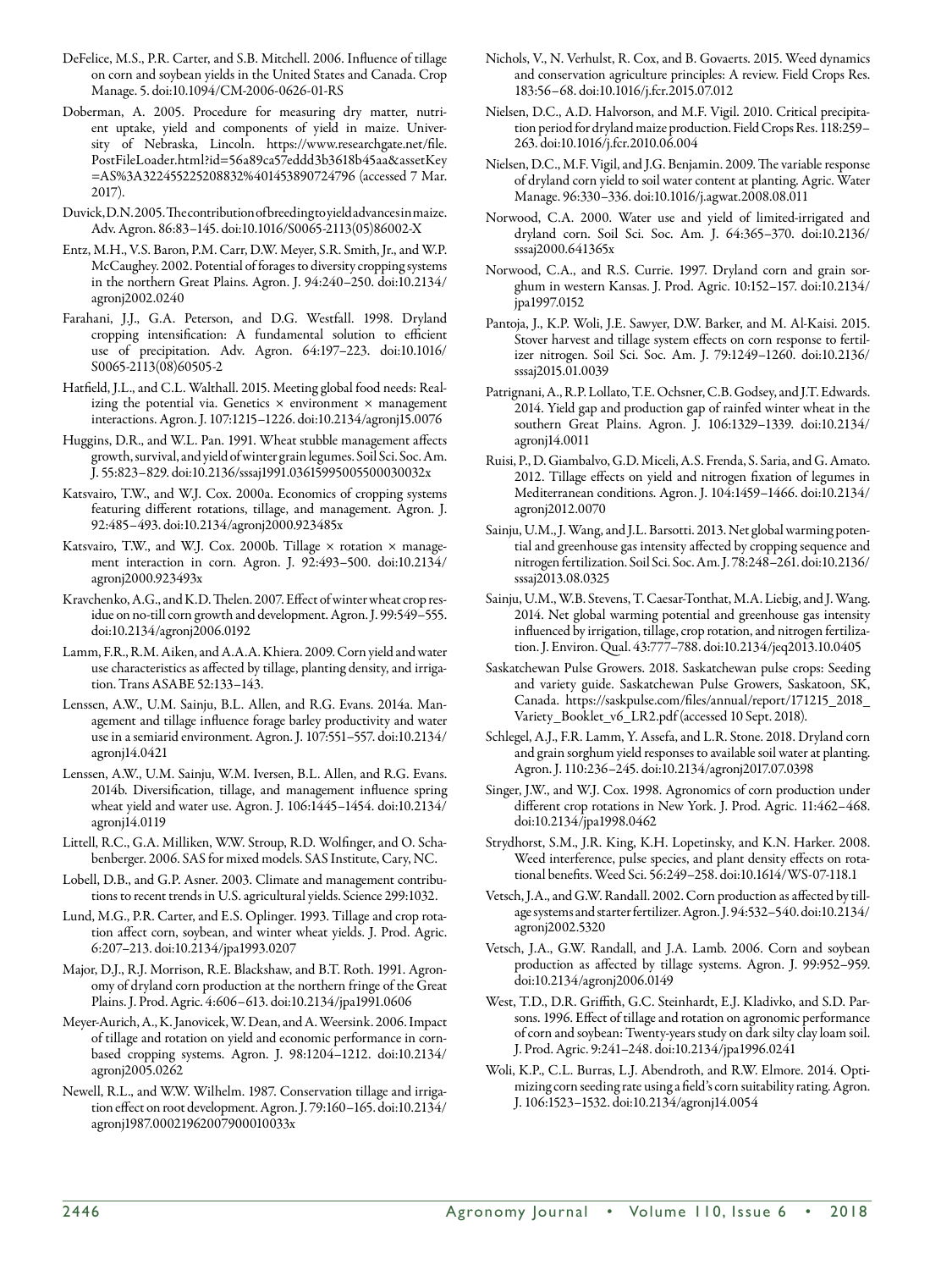DeFelice, M.S., P.R. Carter, and S.B. Mitchell. 2006. Influence of tillage on corn and soybean yields in the United States and Canada. Crop Manage. 5. doi:10.1094/CM-2006-0626-01-RS

Doberman, A. 2005. Procedure for measuring dry matter, nutrient uptake, yield and components of yield in maize. University of Nebraska, Lincoln. https://www.researchgate.net/file.PostFileLoader.html?id=56a89ca57eddd3b3618b45aa&assetKey=AS%3A322455225208832%401453890724796 (accessed 7 Mar. 2017).

Duvick, D.N. 2005. The contribution of breeding to yield advances in maize. Adv. Agron. 86:83–145. doi:10.1016/S0065-2113(05)86002-X

Entz, M.H., V.S. Baron, P.M. Carr, D.W. Meyer, S.R. Smith, Jr., and W.P. McCaughey. 2002. Potential of forages to diversity cropping systems in the northern Great Plains. Agron. J. 94:240–250. doi:10.2134/agronj2002.0240

Farahani, J.J., G.A. Peterson, and D.G. Westfall. 1998. Dryland cropping intensification: A fundamental solution to efficient use of precipitation. Adv. Agron. 64:197–223. doi:10.1016/S0065-2113(08)60505-2

Hatfield, J.L., and C.L. Walthall. 2015. Meeting global food needs: Realizing the potential via. Genetics × environment × management interactions. Agron. J. 107:1215–1226. doi:10.2134/agronj15.0076

Huggins, D.R., and W.L. Pan. 1991. Wheat stubble management affects growth, survival, and yield of winter grain legumes. Soil Sci. Soc. Am. J. 55:823–829. doi:10.2136/sssaj1991.03615995005500030032x

Katsvairo, T.W., and W.J. Cox. 2000a. Economics of cropping systems featuring different rotations, tillage, and management. Agron. J. 92:485–493. doi:10.2134/agronj2000.923485x

Katsvairo, T.W., and W.J. Cox. 2000b. Tillage × rotation × management interaction in corn. Agron. J. 92:493–500. doi:10.2134/agronj2000.923493x

Kravchenko, A.G., and K.D. Thelen. 2007. Effect of winter wheat crop residue on no-till corn growth and development. Agron. J. 99:549–555. doi:10.2134/agronj2006.0192

Lamm, F.R., R.M. Aiken, and A.A.A. Khiera. 2009. Corn yield and water use characteristics as affected by tillage, planting density, and irrigation. Trans ASABE 52:133–143.

Lenssen, A.W., U.M. Sainju, B.L. Allen, and R.G. Evans. 2014a. Management and tillage influence forage barley productivity and water use in a semiarid environment. Agron. J. 107:551–557. doi:10.2134/agronj14.0421

Lenssen, A.W., U.M. Sainju, W.M. Iversen, B.L. Allen, and R.G. Evans. 2014b. Diversification, tillage, and management influence spring wheat yield and water use. Agron. J. 106:1445–1454. doi:10.2134/agronj14.0119

Littell, R.C., G.A. Milliken, W.W. Stroup, R.D. Wolfinger, and O. Schabenberger. 2006. SAS for mixed models. SAS Institute, Cary, NC.

Lobell, D.B., and G.P. Asner. 2003. Climate and management contributions to recent trends in U.S. agricultural yields. Science 299:1032.

Lund, M.G., P.R. Carter, and E.S. Oplinger. 1993. Tillage and crop rotation affect corn, soybean, and winter wheat yields. J. Prod. Agric. 6:207–213. doi:10.2134/jpa1993.0207

Major, D.J., R.J. Morrison, R.E. Blackshaw, and B.T. Roth. 1991. Agronomy of dryland corn production at the northern fringe of the Great Plains. J. Prod. Agric. 4:606–613. doi:10.2134/jpa1991.0606

Meyer-Aurich, A., K. Janovicek, W. Dean, and A. Weersink. 2006. Impact of tillage and rotation on yield and economic performance in corn-based cropping systems. Agron. J. 98:1204–1212. doi:10.2134/agronj2005.0262

Newell, R.L., and W.W. Wilhelm. 1987. Conservation tillage and irrigation effect on root development. Agron. J. 79:160–165. doi:10.2134/agronj1987.00021962007900010033x

Nichols, V., N. Verhulst, R. Cox, and B. Govaerts. 2015. Weed dynamics and conservation agriculture principles: A review. Field Crops Res. 183:56–68. doi:10.1016/j.fcr.2015.07.012

Nielsen, D.C., A.D. Halvorson, and M.F. Vigil. 2010. Critical precipitation period for dryland maize production. Field Crops Res. 118:259–263. doi:10.1016/j.fcr.2010.06.004

Nielsen, D.C., M.F. Vigil, and J.G. Benjamin. 2009. The variable response of dryland corn yield to soil water content at planting. Agric. Water Manage. 96:330–336. doi:10.1016/j.agwat.2008.08.011

Norwood, C.A. 2000. Water use and yield of limited-irrigated and dryland corn. Soil Sci. Soc. Am. J. 64:365–370. doi:10.2136/sssaj2000.641365x

Norwood, C.A., and R.S. Currie. 1997. Dryland corn and grain sorghum in western Kansas. J. Prod. Agric. 10:152–157. doi:10.2134/jpa1997.0152

Pantoja, J., K.P. Woli, J.E. Sawyer, D.W. Barker, and M. Al-Kaisi. 2015. Stover harvest and tillage system effects on corn response to fertilizer nitrogen. Soil Sci. Soc. Am. J. 79:1249–1260. doi:10.2136/sssaj2015.01.0039

Patrignani, A., R.P. Lollato, T.E. Ochsner, C.B. Godsey, and J.T. Edwards. 2014. Yield gap and production gap of rainfed winter wheat in the southern Great Plains. Agron. J. 106:1329–1339. doi:10.2134/agronj14.0011

Ruisi, P., D. Giambalvo, G.D. Miceli, A.S. Frenda, S. Saria, and G. Amato. 2012. Tillage effects on yield and nitrogen fixation of legumes in Mediterranean conditions. Agron. J. 104:1459–1466. doi:10.2134/agronj2012.0070

Sainju, U.M., J. Wang, and J.L. Barsotti. 2013. Net global warming potential and greenhouse gas intensity affected by cropping sequence and nitrogen fertilization. Soil Sci. Soc. Am. J. 78:248–261. doi:10.2136/sssaj2013.08.0325

Sainju, U.M., W.B. Stevens, T. Caesar-Tonthat, M.A. Liebig, and J. Wang. 2014. Net global warming potential and greenhouse gas intensity influenced by irrigation, tillage, crop rotation, and nitrogen fertilization. J. Environ. Qual. 43:777–788. doi:10.2134/jeq2013.10.0405

Saskatchewan Pulse Growers. 2018. Saskatchewan pulse crops: Seeding and variety guide. Saskatchewan Pulse Growers, Saskatoon, SK, Canada. https://saskpulse.com/files/annual/report/171215_2018_Variety_Booklet_v6_LR2.pdf (accessed 10 Sept. 2018).

Schlegel, A.J., F.R. Lamm, Y. Assefa, and L.R. Stone. 2018. Dryland corn and grain sorghum yield responses to available soil water at planting. Agron. J. 110:236–245. doi:10.2134/agronj2017.07.0398

Singer, J.W., and W.J. Cox. 1998. Agronomics of corn production under different crop rotations in New York. J. Prod. Agric. 11:462–468. doi:10.2134/jpa1998.0462

Strydhorst, S.M., J.R. King, K.H. Lopetinsky, and K.N. Harker. 2008. Weed interference, pulse species, and plant density effects on rotational benefits. Weed Sci. 56:249–258. doi:10.1614/WS-07-118.1

Vetsch, J.A., and G.W. Randall. 2002. Corn production as affected by tillage systems and starter fertilizer. Agron. J. 94:532–540. doi:10.2134/agronj2002.5320

Vetsch, J.A., G.W. Randall, and J.A. Lamb. 2006. Corn and soybean production as affected by tillage systems. Agron. J. 99:952–959. doi:10.2134/agronj2006.0149

West, T.D., D.R. Griffith, G.C. Steinhardt, E.J. Kladivko, and S.D. Parsons. 1996. Effect of tillage and rotation on agronomic performance of corn and soybean: Twenty-years study on dark silty clay loam soil. J. Prod. Agric. 9:241–248. doi:10.2134/jpa1996.0241

Woli, K.P., C.L. Burras, L.J. Abendroth, and R.W. Elmore. 2014. Optimizing corn seeding rate using a field's corn suitability rating. Agron. J. 106:1523–1532. doi:10.2134/agronj14.0054